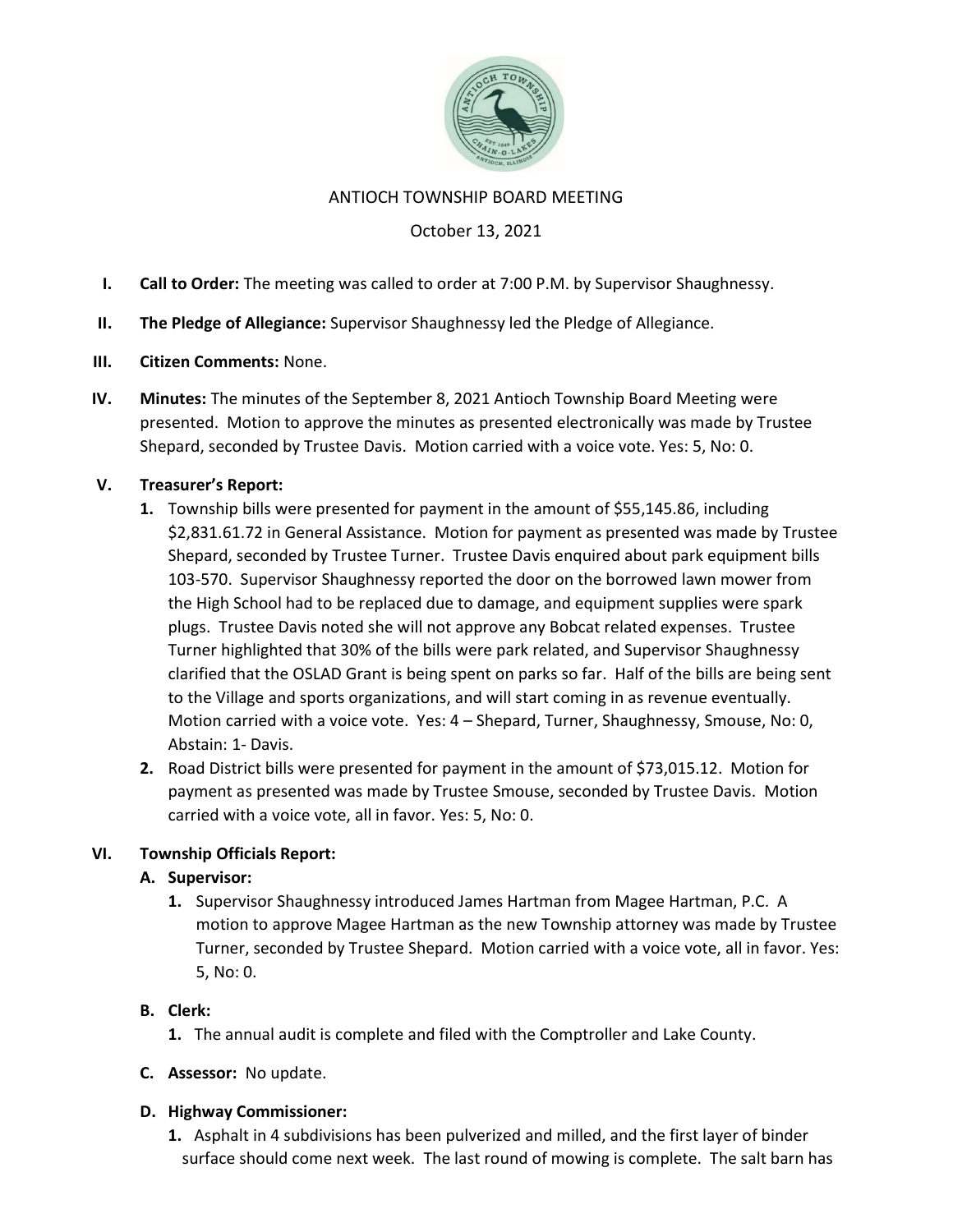# ANTIOCH TOWNSHIP BOARD MEETING

October 13, 2021

I. **Call to Order:** The meeting was called to order at 7:00 P.M. by Supervisor Shaughnessy.

II. **The Pledge of Allegiance:** Supervisor Shaughnessy led the Pledge of Allegiance.

III. **Citizen Comments:** None.

IV. **Minutes:** The minutes of the September 8, 2021 Antioch Township Board Meeting were presented. Motion to approve the minutes as presented electronically was made by Trustee Shepard, seconded by Trustee Davis. Motion carried with a voice vote. Yes: 5, No: 0.

V. **Treasurer's Report:**

1. Township bills were presented for payment in the amount of $55,145.86, including $2,831.61.72 in General Assistance. Motion for payment as presented was made by Trustee Shepard, seconded by Trustee Turner. Trustee Davis enquired about park equipment bills 103-570. Supervisor Shaughnessy reported the door on the borrowed lawn mower from the High School had to be replaced due to damage, and equipment supplies were spark plugs. Trustee Davis noted she will not approve any Bobcat related expenses. Trustee Turner highlighted that 30% of the bills were park related, and Supervisor Shaughnessy clarified that the OSLAD Grant is being spent on parks so far. Half of the bills are being sent to the Village and sports organizations, and will start coming in as revenue eventually. Motion carried with a voice vote. Yes: 4 – Shepard, Turner, Shaughnessy, Smouse, No: 0, Abstain: 1- Davis.
2. Road District bills were presented for payment in the amount of $73,015.12. Motion for payment as presented was made by Trustee Smouse, seconded by Trustee Davis. Motion carried with a voice vote, all in favor. Yes: 5, No: 0.

VI. **Township Officials Report:**

**A. Supervisor:**

1. Supervisor Shaughnessy introduced James Hartman from Magee Hartman, P.C. A motion to approve Magee Hartman as the new Township attorney was made by Trustee Turner, seconded by Trustee Shepard. Motion carried with a voice vote, all in favor. Yes: 5, No: 0.

**B. Clerk:**

1. The annual audit is complete and filed with the Comptroller and Lake County.

**C. Assessor:** No update.

**D. Highway Commissioner:**

1. Asphalt in 4 subdivisions has been pulverized and milled, and the first layer of binder surface should come next week. The last round of mowing is complete. The salt barn has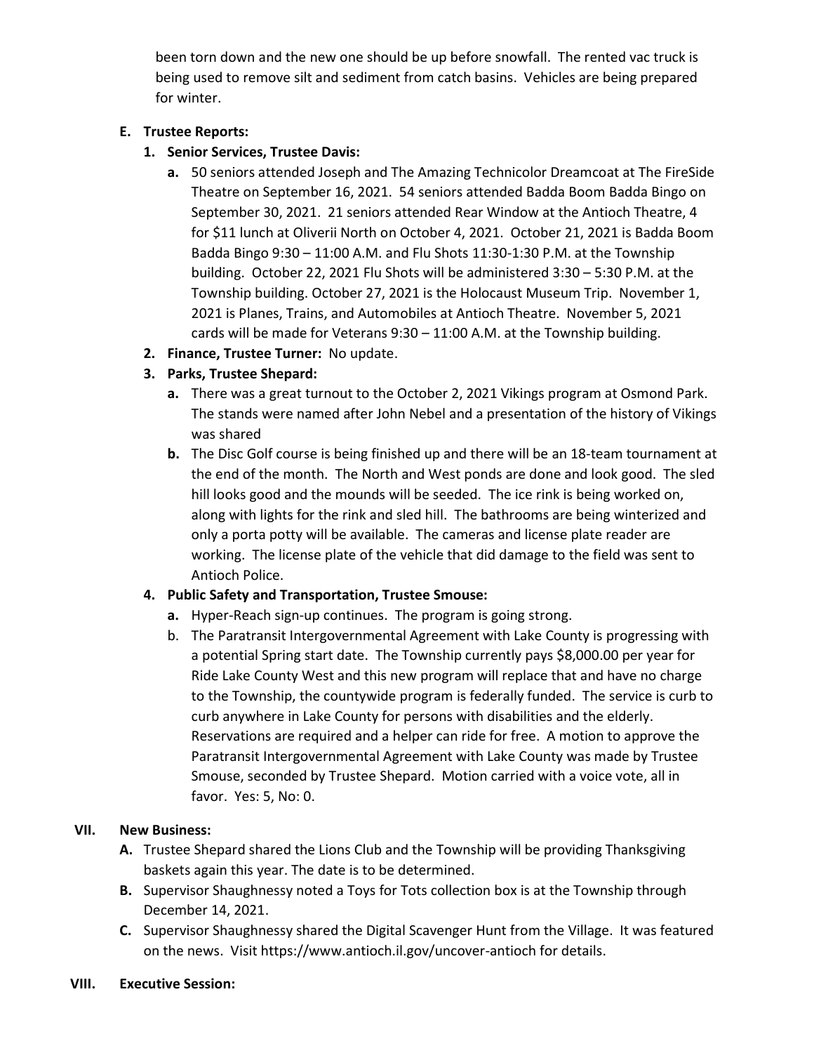been torn down and the new one should be up before snowfall. The rented vac truck is being used to remove silt and sediment from catch basins. Vehicles are being prepared for winter.

**E. Trustee Reports:**

1. **Senior Services, Trustee Davis:**
   - **a.** 50 seniors attended Joseph and The Amazing Technicolor Dreamcoat at The FireSide Theatre on September 16, 2021. 54 seniors attended Badda Boom Badda Bingo on September 30, 2021. 21 seniors attended Rear Window at the Antioch Theatre, 4 for $11 lunch at Oliverii North on October 4, 2021. October 21, 2021 is Badda Boom Badda Bingo 9:30 – 11:00 A.M. and Flu Shots 11:30-1:30 P.M. at the Township building. October 22, 2021 Flu Shots will be administered 3:30 – 5:30 P.M. at the Township building. October 27, 2021 is the Holocaust Museum Trip. November 1, 2021 is Planes, Trains, and Automobiles at Antioch Theatre. November 5, 2021 cards will be made for Veterans 9:30 – 11:00 A.M. at the Township building.
2. **Finance, Trustee Turner:** No update.
3. **Parks, Trustee Shepard:**
   - **a.** There was a great turnout to the October 2, 2021 Vikings program at Osmond Park. The stands were named after John Nebel and a presentation of the history of Vikings was shared
   - **b.** The Disc Golf course is being finished up and there will be an 18-team tournament at the end of the month. The North and West ponds are done and look good. The sled hill looks good and the mounds will be seeded. The ice rink is being worked on, along with lights for the rink and sled hill. The bathrooms are being winterized and only a porta potty will be available. The cameras and license plate reader are working. The license plate of the vehicle that did damage to the field was sent to Antioch Police.
4. **Public Safety and Transportation, Trustee Smouse:**
   - **a.** Hyper-Reach sign-up continues. The program is going strong.
   - b. The Paratransit Intergovernmental Agreement with Lake County is progressing with a potential Spring start date. The Township currently pays $8,000.00 per year for Ride Lake County West and this new program will replace that and have no charge to the Township, the countywide program is federally funded. The service is curb to curb anywhere in Lake County for persons with disabilities and the elderly. Reservations are required and a helper can ride for free. A motion to approve the Paratransit Intergovernmental Agreement with Lake County was made by Trustee Smouse, seconded by Trustee Shepard. Motion carried with a voice vote, all in favor. Yes: 5, No: 0.

## VII. New Business:

**A.** Trustee Shepard shared the Lions Club and the Township will be providing Thanksgiving baskets again this year. The date is to be determined.

**B.** Supervisor Shaughnessy noted a Toys for Tots collection box is at the Township through December 14, 2021.

**C.** Supervisor Shaughnessy shared the Digital Scavenger Hunt from the Village. It was featured on the news. Visit https://www.antioch.il.gov/uncover-antioch for details.

## VIII. Executive Session: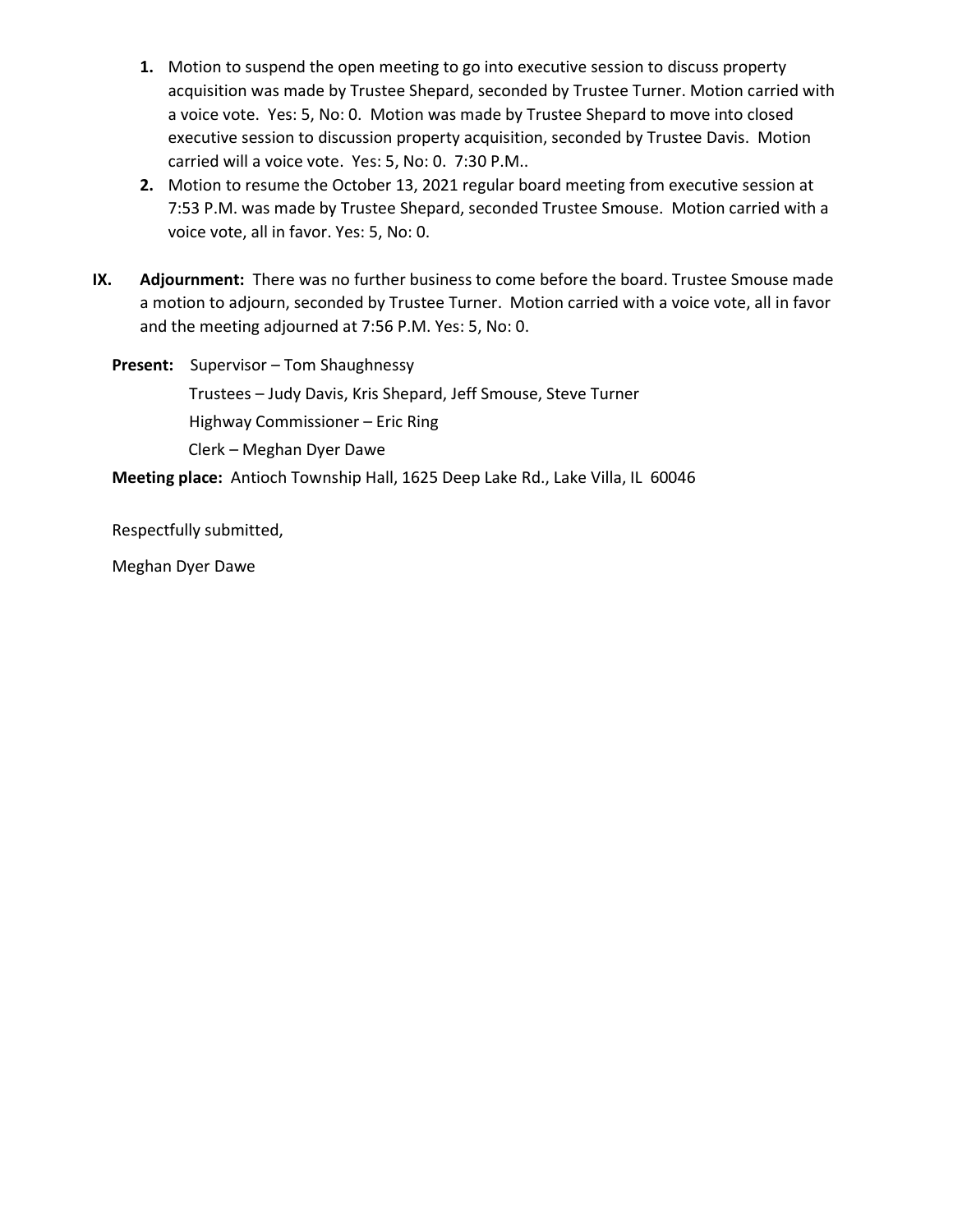1. **1.** Motion to suspend the open meeting to go into executive session to discuss property acquisition was made by Trustee Shepard, seconded by Trustee Turner. Motion carried with a voice vote. Yes: 5, No: 0. Motion was made by Trustee Shepard to move into closed executive session to discussion property acquisition, seconded by Trustee Davis. Motion carried will a voice vote. Yes: 5, No: 0. 7:30 P.M..
2. **2.** Motion to resume the October 13, 2021 regular board meeting from executive session at 7:53 P.M. was made by Trustee Shepard, seconded Trustee Smouse. Motion carried with a voice vote, all in favor. Yes: 5, No: 0.

**IX. Adjournment:** There was no further business to come before the board. Trustee Smouse made a motion to adjourn, seconded by Trustee Turner. Motion carried with a voice vote, all in favor and the meeting adjourned at 7:56 P.M. Yes: 5, No: 0.

**Present:** Supervisor – Tom Shaughnessy

Trustees – Judy Davis, Kris Shepard, Jeff Smouse, Steve Turner

Highway Commissioner – Eric Ring

Clerk – Meghan Dyer Dawe

**Meeting place:** Antioch Township Hall, 1625 Deep Lake Rd., Lake Villa, IL 60046

Respectfully submitted,

Meghan Dyer Dawe